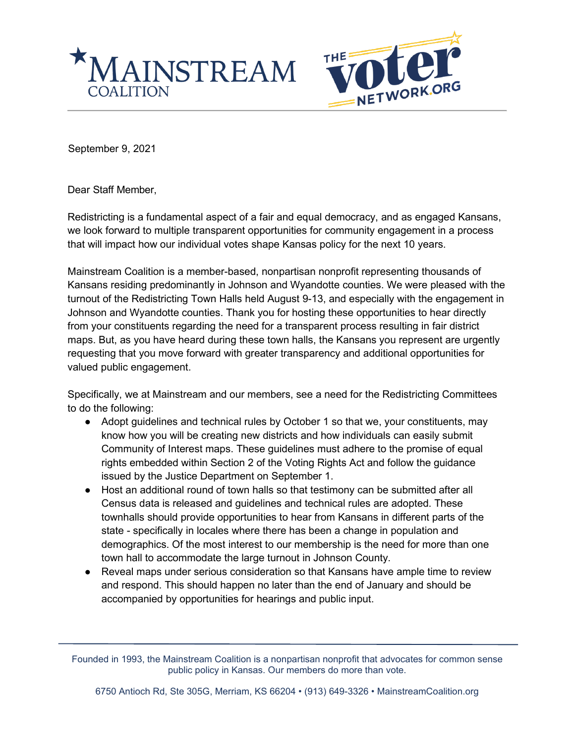September 9, 2021

Dear Staff Member,

Redistricting is a fundamental aspect of a fair and equal democracy, and as engaged Kansans, we look forward to multiple transparent opportunities for community engagement in a process that will impact how our individual votes shape Kansas policy for the next 10 years.

Mainstream Coalition is a member-based, nonpartisan nonprofit representing thousands of Kansans residing predominantly in Johnson and Wyandotte counties. We were pleased with the turnout of the Redistricting Town Halls held August 9-13, and especially with the engagement in Johnson and Wyandotte counties. Thank you for hosting these opportunities to hear directly from your constituents regarding the need for a transparent process resulting in fair district maps. But, as you have heard during these town halls, the Kansans you represent are urgently requesting that you move forward with greater transparency and additional opportunities for valued public engagement.

Specifically, we at Mainstream and our members, see a need for the Redistricting Committees to do the following:

- Adopt guidelines and technical rules by October 1 so that we, your constituents, may know how you will be creating new districts and how individuals can easily submit Community of Interest maps. These guidelines must adhere to the promise of equal rights embedded within Section 2 of the Voting Rights Act and follow the guidance issued by the Justice Department on September 1.
- Host an additional round of town halls so that testimony can be submitted after all Census data is released and guidelines and technical rules are adopted. These townhalls should provide opportunities to hear from Kansans in different parts of the state - specifically in locales where there has been a change in population and demographics. Of the most interest to our membership is the need for more than one town hall to accommodate the large turnout in Johnson County.
- Reveal maps under serious consideration so that Kansans have ample time to review and respond. This should happen no later than the end of January and should be accompanied by opportunities for hearings and public input.

Founded in 1993, the Mainstream Coalition is a nonpartisan nonprofit that advocates for common sense public policy in Kansas. Our members do more than vote.

6750 Antioch Rd, Ste 305G, Merriam, KS 66204 • (913) 649-3326 • MainstreamCoalition.org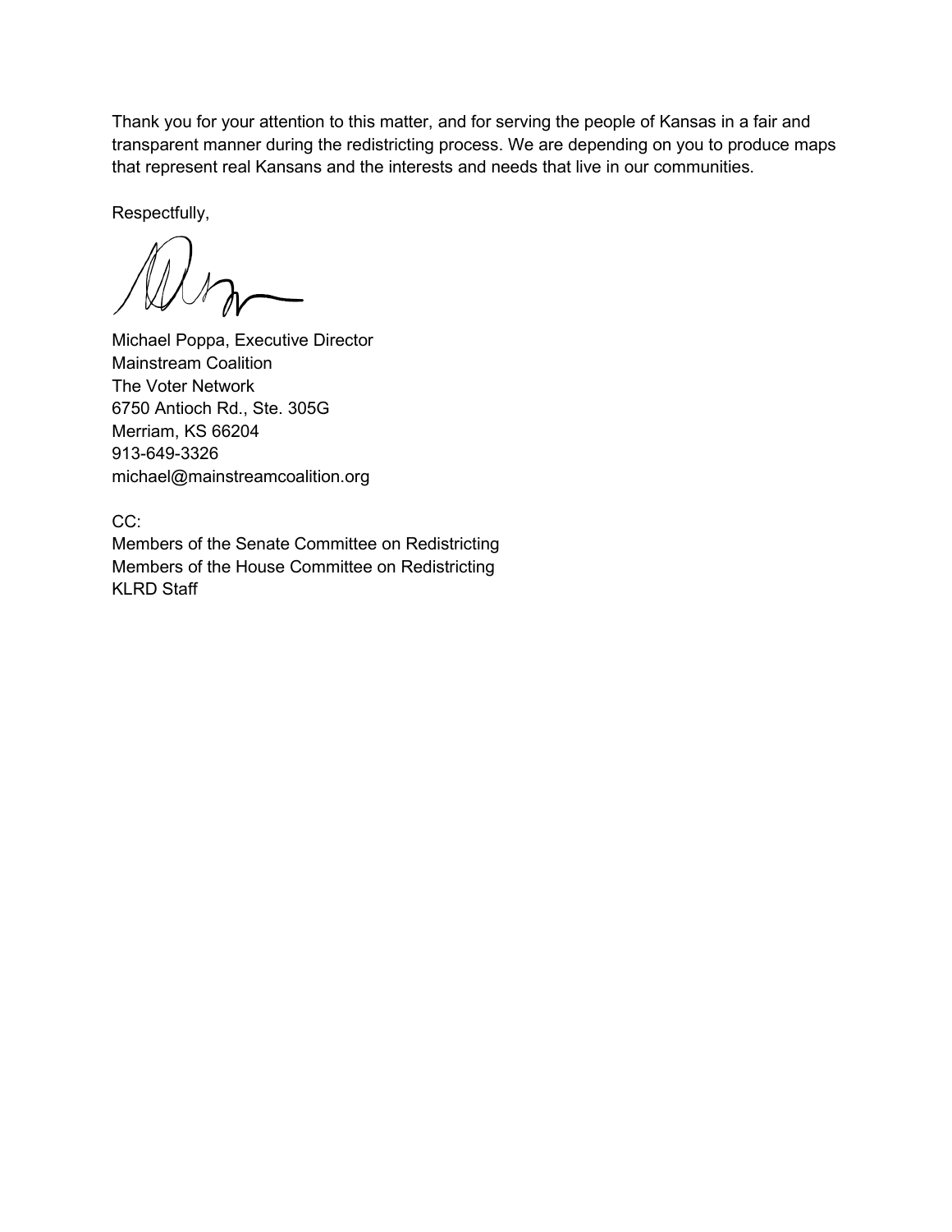Thank you for your attention to this matter, and for serving the people of Kansas in a fair and transparent manner during the redistricting process. We are depending on you to produce maps that represent real Kansans and the interests and needs that live in our communities.

Respectfully,

Michael Poppa, Executive Director  
Mainstream Coalition  
The Voter Network  
6750 Antioch Rd., Ste. 305G  
Merriam, KS 66204  
913-649-3326  
michael@mainstreamcoalition.org

CC:  
Members of the Senate Committee on Redistricting  
Members of the House Committee on Redistricting  
KLRD Staff